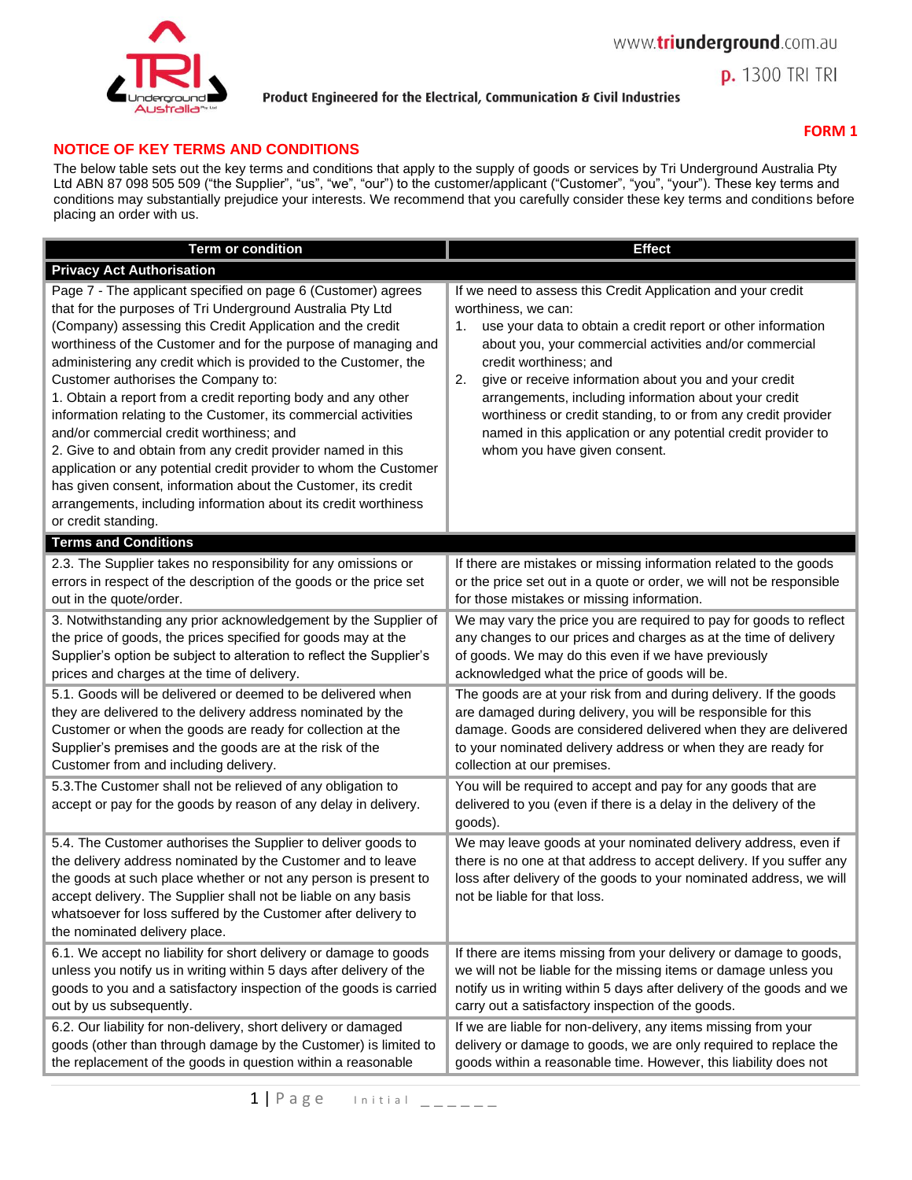www.triunderground.com.au

p. 1300 TRI TRI

Product Engineered for the Electrical, Communication & Civil Industries

**FORM 1**

## NOTICE OF KEY TERMS AND CONDITIONS

The below table sets out the key terms and conditions that apply to the supply of goods or services by Tri Underground Australia Pty Ltd ABN 87 098 505 509 ("the Supplier", "us", "we", "our") to the customer/applicant ("Customer", "you", "your"). These key terms and conditions may substantially prejudice your interests. We recommend that you carefully consider these key terms and conditions before placing an order with us.

| Term or condition | Effect |
|---|---|
| **Privacy Act Authorisation** | |
| Page 7 - The applicant specified on page 6 (Customer) agrees that for the purposes of Tri Underground Australia Pty Ltd (Company) assessing this Credit Application and the credit worthiness of the Customer and for the purpose of managing and administering any credit which is provided to the Customer, the Customer authorises the Company to:<br>1. Obtain a report from a credit reporting body and any other information relating to the Customer, its commercial activities and/or commercial credit worthiness; and<br>2. Give to and obtain from any credit provider named in this application or any potential credit provider to whom the Customer has given consent, information about the Customer, its credit arrangements, including information about its credit worthiness or credit standing. | If we need to assess this Credit Application and your credit worthiness, we can:<br>1. use your data to obtain a credit report or other information about you, your commercial activities and/or commercial credit worthiness; and<br>2. give or receive information about you and your credit arrangements, including information about your credit worthiness or credit standing, to or from any credit provider named in this application or any potential credit provider to whom you have given consent. |
| **Terms and Conditions** | |
| 2.3. The Supplier takes no responsibility for any omissions or errors in respect of the description of the goods or the price set out in the quote/order. | If there are mistakes or missing information related to the goods or the price set out in a quote or order, we will not be responsible for those mistakes or missing information. |
| 3. Notwithstanding any prior acknowledgement by the Supplier of the price of goods, the prices specified for goods may at the Supplier's option be subject to alteration to reflect the Supplier's prices and charges at the time of delivery. | We may vary the price you are required to pay for goods to reflect any changes to our prices and charges as at the time of delivery of goods. We may do this even if we have previously acknowledged what the price of goods will be. |
| 5.1. Goods will be delivered or deemed to be delivered when they are delivered to the delivery address nominated by the Customer or when the goods are ready for collection at the Supplier's premises and the goods are at the risk of the Customer from and including delivery. | The goods are at your risk from and during delivery. If the goods are damaged during delivery, you will be responsible for this damage. Goods are considered delivered when they are delivered to your nominated delivery address or when they are ready for collection at our premises. |
| 5.3.The Customer shall not be relieved of any obligation to accept or pay for the goods by reason of any delay in delivery. | You will be required to accept and pay for any goods that are delivered to you (even if there is a delay in the delivery of the goods). |
| 5.4. The Customer authorises the Supplier to deliver goods to the delivery address nominated by the Customer and to leave the goods at such place whether or not any person is present to accept delivery. The Supplier shall not be liable on any basis whatsoever for loss suffered by the Customer after delivery to the nominated delivery place. | We may leave goods at your nominated delivery address, even if there is no one at that address to accept delivery. If you suffer any loss after delivery of the goods to your nominated address, we will not be liable for that loss. |
| 6.1. We accept no liability for short delivery or damage to goods unless you notify us in writing within 5 days after delivery of the goods to you and a satisfactory inspection of the goods is carried out by us subsequently. | If there are items missing from your delivery or damage to goods, we will not be liable for the missing items or damage unless you notify us in writing within 5 days after delivery of the goods and we carry out a satisfactory inspection of the goods. |
| 6.2. Our liability for non-delivery, short delivery or damaged goods (other than through damage by the Customer) is limited to the replacement of the goods in question within a reasonable | If we are liable for non-delivery, any items missing from your delivery or damage to goods, we are only required to replace the goods within a reasonable time. However, this liability does not |

Initial ______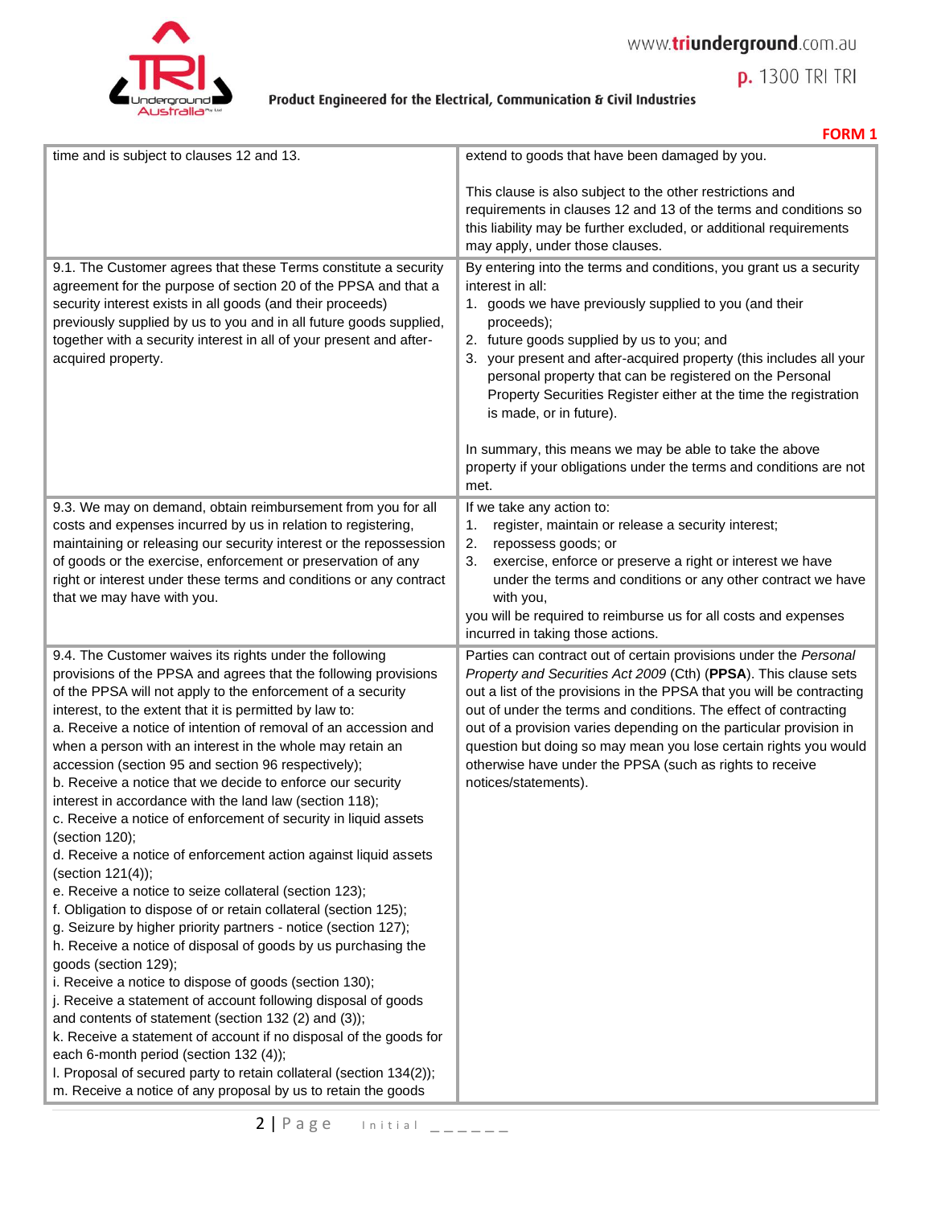FORM 1

| | |
|---|---|
| time and is subject to clauses 12 and 13. | extend to goods that have been damaged by you.<br><br>This clause is also subject to the other restrictions and requirements in clauses 12 and 13 of the terms and conditions so this liability may be further excluded, or additional requirements may apply, under those clauses. |
| 9.1. The Customer agrees that these Terms constitute a security agreement for the purpose of section 20 of the PPSA and that a security interest exists in all goods (and their proceeds) previously supplied by us to you and in all future goods supplied, together with a security interest in all of your present and after-acquired property. | By entering into the terms and conditions, you grant us a security interest in all:<br>1. goods we have previously supplied to you (and their proceeds);<br>2. future goods supplied by us to you; and<br>3. your present and after-acquired property (this includes all your personal property that can be registered on the Personal Property Securities Register either at the time the registration is made, or in future).<br><br>In summary, this means we may be able to take the above property if your obligations under the terms and conditions are not met. |
| 9.3. We may on demand, obtain reimbursement from you for all costs and expenses incurred by us in relation to registering, maintaining or releasing our security interest or the repossession of goods or the exercise, enforcement or preservation of any right or interest under these terms and conditions or any contract that we may have with you. | If we take any action to:<br>1. register, maintain or release a security interest;<br>2. repossess goods; or<br>3. exercise, enforce or preserve a right or interest we have under the terms and conditions or any other contract we have with you,<br>you will be required to reimburse us for all costs and expenses incurred in taking those actions. |
| 9.4. The Customer waives its rights under the following provisions of the PPSA and agrees that the following provisions of the PPSA will not apply to the enforcement of a security interest, to the extent that it is permitted by law to:<br>a. Receive a notice of intention of removal of an accession and when a person with an interest in the whole may retain an accession (section 95 and section 96 respectively);<br>b. Receive a notice that we decide to enforce our security interest in accordance with the land law (section 118);<br>c. Receive a notice of enforcement of security in liquid assets (section 120);<br>d. Receive a notice of enforcement action against liquid assets (section 121(4));<br>e. Receive a notice to seize collateral (section 123);<br>f. Obligation to dispose of or retain collateral (section 125);<br>g. Seizure by higher priority partners - notice (section 127);<br>h. Receive a notice of disposal of goods by us purchasing the goods (section 129);<br>i. Receive a notice to dispose of goods (section 130);<br>j. Receive a statement of account following disposal of goods and contents of statement (section 132 (2) and (3));<br>k. Receive a statement of account if no disposal of the goods for each 6-month period (section 132 (4));<br>l. Proposal of secured party to retain collateral (section 134(2));<br>m. Receive a notice of any proposal by us to retain the goods | Parties can contract out of certain provisions under the *Personal Property and Securities Act 2009* (Cth) (**PPSA**). This clause sets out a list of the provisions in the PPSA that you will be contracting out of under the terms and conditions. The effect of contracting out of a provision varies depending on the particular provision in question but doing so may mean you lose certain rights you would otherwise have under the PPSA (such as rights to receive notices/statements). |

Initial ______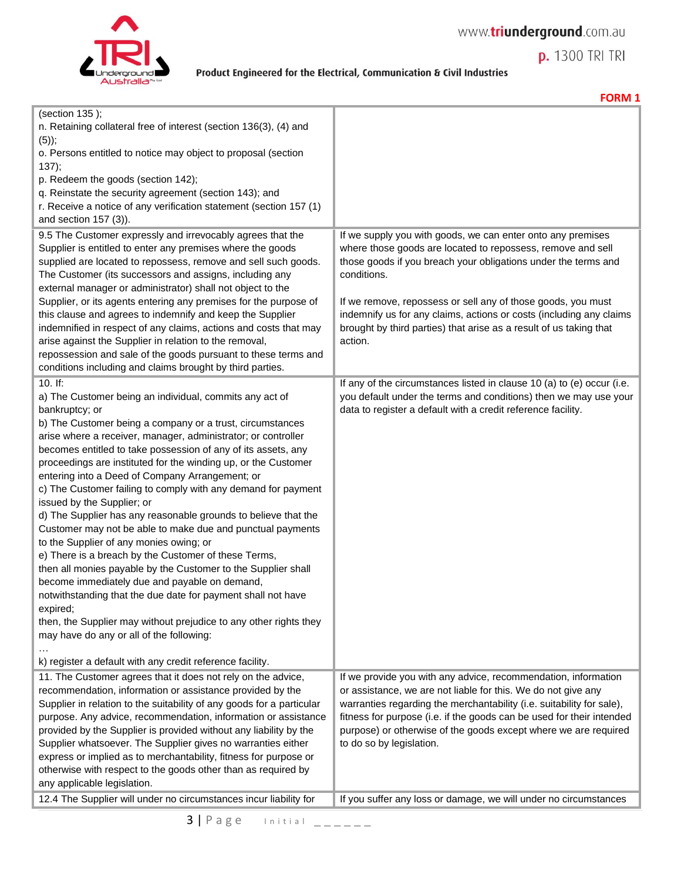**FORM 1**

| | |
|---|---|
| (section 135 );<br>n. Retaining collateral free of interest (section 136(3), (4) and (5));<br>o. Persons entitled to notice may object to proposal (section 137);<br>p. Redeem the goods (section 142);<br>q. Reinstate the security agreement (section 143); and<br>r. Receive a notice of any verification statement (section 157 (1) and section 157 (3)). | |
| 9.5 The Customer expressly and irrevocably agrees that the Supplier is entitled to enter any premises where the goods supplied are located to repossess, remove and sell such goods. The Customer (its successors and assigns, including any external manager or administrator) shall not object to the Supplier, or its agents entering any premises for the purpose of this clause and agrees to indemnify and keep the Supplier indemnified in respect of any claims, actions and costs that may arise against the Supplier in relation to the removal, repossession and sale of the goods pursuant to these terms and conditions including and claims brought by third parties. | If we supply you with goods, we can enter onto any premises where those goods are located to repossess, remove and sell those goods if you breach your obligations under the terms and conditions.<br><br>If we remove, repossess or sell any of those goods, you must indemnify us for any claims, actions or costs (including any claims brought by third parties) that arise as a result of us taking that action. |
| 10. If:<br>a) The Customer being an individual, commits any act of bankruptcy; or<br>b) The Customer being a company or a trust, circumstances arise where a receiver, manager, administrator; or controller becomes entitled to take possession of any of its assets, any proceedings are instituted for the winding up, or the Customer entering into a Deed of Company Arrangement; or<br>c) The Customer failing to comply with any demand for payment issued by the Supplier; or<br>d) The Supplier has any reasonable grounds to believe that the Customer may not be able to make due and punctual payments to the Supplier of any monies owing; or<br>e) There is a breach by the Customer of these Terms,<br>then all monies payable by the Customer to the Supplier shall become immediately due and payable on demand, notwithstanding that the due date for payment shall not have expired;<br>then, the Supplier may without prejudice to any other rights they may have do any or all of the following:<br>…<br>k) register a default with any credit reference facility. | If any of the circumstances listed in clause 10 (a) to (e) occur (i.e. you default under the terms and conditions) then we may use your data to register a default with a credit reference facility. |
| 11. The Customer agrees that it does not rely on the advice, recommendation, information or assistance provided by the Supplier in relation to the suitability of any goods for a particular purpose. Any advice, recommendation, information or assistance provided by the Supplier is provided without any liability by the Supplier whatsoever. The Supplier gives no warranties either express or implied as to merchantability, fitness for purpose or otherwise with respect to the goods other than as required by any applicable legislation. | If we provide you with any advice, recommendation, information or assistance, we are not liable for this. We do not give any warranties regarding the merchantability (i.e. suitability for sale), fitness for purpose (i.e. if the goods can be used for their intended purpose) or otherwise of the goods except where we are required to do so by legislation. |
| 12.4 The Supplier will under no circumstances incur liability for | If you suffer any loss or damage, we will under no circumstances |

Initial ______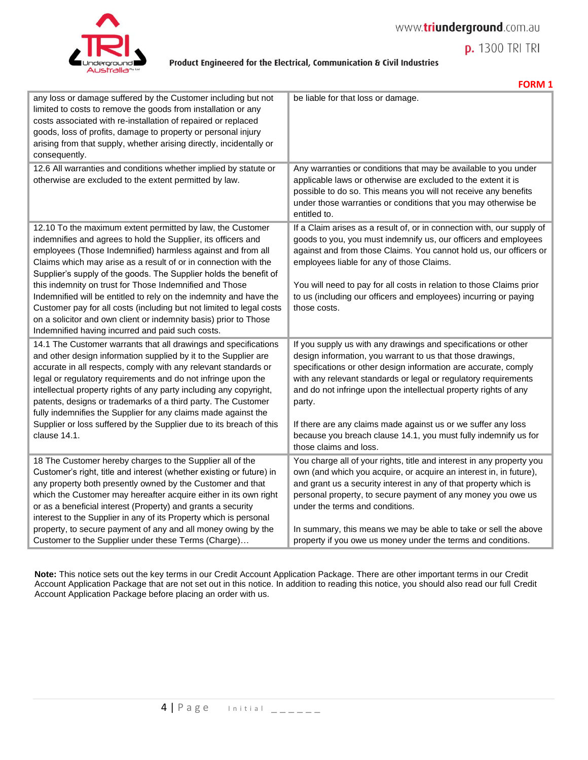**FORM 1**

| | |
|---|---|
| any loss or damage suffered by the Customer including but not limited to costs to remove the goods from installation or any costs associated with re-installation of repaired or replaced goods, loss of profits, damage to property or personal injury arising from that supply, whether arising directly, incidentally or consequently. | be liable for that loss or damage. |
| 12.6 All warranties and conditions whether implied by statute or otherwise are excluded to the extent permitted by law. | Any warranties or conditions that may be available to you under applicable laws or otherwise are excluded to the extent it is possible to do so. This means you will not receive any benefits under those warranties or conditions that you may otherwise be entitled to. |
| 12.10 To the maximum extent permitted by law, the Customer indemnifies and agrees to hold the Supplier, its officers and employees (Those Indemnified) harmless against and from all Claims which may arise as a result of or in connection with the Supplier's supply of the goods. The Supplier holds the benefit of this indemnity on trust for Those Indemnified and Those Indemnified will be entitled to rely on the indemnity and have the Customer pay for all costs (including but not limited to legal costs on a solicitor and own client or indemnity basis) prior to Those Indemnified having incurred and paid such costs. | If a Claim arises as a result of, or in connection with, our supply of goods to you, you must indemnify us, our officers and employees against and from those Claims. You cannot hold us, our officers or employees liable for any of those Claims.<br><br>You will need to pay for all costs in relation to those Claims prior to us (including our officers and employees) incurring or paying those costs. |
| 14.1 The Customer warrants that all drawings and specifications and other design information supplied by it to the Supplier are accurate in all respects, comply with any relevant standards or legal or regulatory requirements and do not infringe upon the intellectual property rights of any party including any copyright, patents, designs or trademarks of a third party. The Customer fully indemnifies the Supplier for any claims made against the Supplier or loss suffered by the Supplier due to its breach of this clause 14.1. | If you supply us with any drawings and specifications or other design information, you warrant to us that those drawings, specifications or other design information are accurate, comply with any relevant standards or legal or regulatory requirements and do not infringe upon the intellectual property rights of any party.<br><br>If there are any claims made against us or we suffer any loss because you breach clause 14.1, you must fully indemnify us for those claims and loss. |
| 18 The Customer hereby charges to the Supplier all of the Customer's right, title and interest (whether existing or future) in any property both presently owned by the Customer and that which the Customer may hereafter acquire either in its own right or as a beneficial interest (Property) and grants a security interest to the Supplier in any of its Property which is personal property, to secure payment of any and all money owing by the Customer to the Supplier under these Terms (Charge)… | You charge all of your rights, title and interest in any property you own (and which you acquire, or acquire an interest in, in future), and grant us a security interest in any of that property which is personal property, to secure payment of any money you owe us under the terms and conditions.<br><br>In summary, this means we may be able to take or sell the above property if you owe us money under the terms and conditions. |

**Note:** This notice sets out the key terms in our Credit Account Application Package. There are other important terms in our Credit Account Application Package that are not set out in this notice. In addition to reading this notice, you should also read our full Credit Account Application Package before placing an order with us.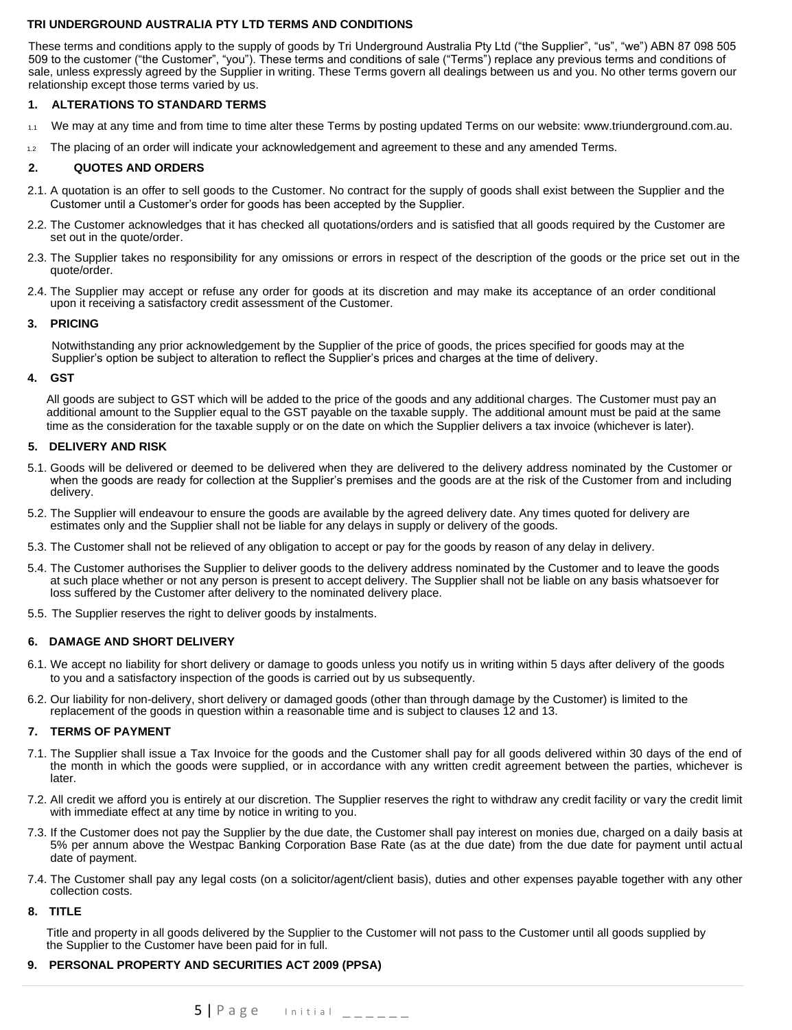**TRI UNDERGROUND AUSTRALIA PTY LTD TERMS AND CONDITIONS**

These terms and conditions apply to the supply of goods by Tri Underground Australia Pty Ltd ("the Supplier", "us", "we") ABN 87 098 505 509 to the customer ("the Customer", "you"). These terms and conditions of sale ("Terms") replace any previous terms and conditions of sale, unless expressly agreed by the Supplier in writing. These Terms govern all dealings between us and you. No other terms govern our relationship except those terms varied by us.

## 1. ALTERATIONS TO STANDARD TERMS

1.1 We may at any time and from time to time alter these Terms by posting updated Terms on our website: www.triunderground.com.au.

1.2 The placing of an order will indicate your acknowledgement and agreement to these and any amended Terms.

## 2. QUOTES AND ORDERS

2.1. A quotation is an offer to sell goods to the Customer. No contract for the supply of goods shall exist between the Supplier and the Customer until a Customer's order for goods has been accepted by the Supplier.

2.2. The Customer acknowledges that it has checked all quotations/orders and is satisfied that all goods required by the Customer are set out in the quote/order.

2.3. The Supplier takes no responsibility for any omissions or errors in respect of the description of the goods or the price set out in the quote/order.

2.4. The Supplier may accept or refuse any order for goods at its discretion and may make its acceptance of an order conditional upon it receiving a satisfactory credit assessment of the Customer.

## 3. PRICING

Notwithstanding any prior acknowledgement by the Supplier of the price of goods, the prices specified for goods may at the Supplier's option be subject to alteration to reflect the Supplier's prices and charges at the time of delivery.

## 4. GST

All goods are subject to GST which will be added to the price of the goods and any additional charges. The Customer must pay an additional amount to the Supplier equal to the GST payable on the taxable supply. The additional amount must be paid at the same time as the consideration for the taxable supply or on the date on which the Supplier delivers a tax invoice (whichever is later).

## 5. DELIVERY AND RISK

5.1. Goods will be delivered or deemed to be delivered when they are delivered to the delivery address nominated by the Customer or when the goods are ready for collection at the Supplier's premises and the goods are at the risk of the Customer from and including delivery.

5.2. The Supplier will endeavour to ensure the goods are available by the agreed delivery date. Any times quoted for delivery are estimates only and the Supplier shall not be liable for any delays in supply or delivery of the goods.

5.3. The Customer shall not be relieved of any obligation to accept or pay for the goods by reason of any delay in delivery.

5.4. The Customer authorises the Supplier to deliver goods to the delivery address nominated by the Customer and to leave the goods at such place whether or not any person is present to accept delivery. The Supplier shall not be liable on any basis whatsoever for loss suffered by the Customer after delivery to the nominated delivery place.

5.5. The Supplier reserves the right to deliver goods by instalments.

## 6. DAMAGE AND SHORT DELIVERY

6.1. We accept no liability for short delivery or damage to goods unless you notify us in writing within 5 days after delivery of the goods to you and a satisfactory inspection of the goods is carried out by us subsequently.

6.2. Our liability for non-delivery, short delivery or damaged goods (other than through damage by the Customer) is limited to the replacement of the goods in question within a reasonable time and is subject to clauses 12 and 13.

## 7. TERMS OF PAYMENT

7.1. The Supplier shall issue a Tax Invoice for the goods and the Customer shall pay for all goods delivered within 30 days of the end of the month in which the goods were supplied, or in accordance with any written credit agreement between the parties, whichever is later.

7.2. All credit we afford you is entirely at our discretion. The Supplier reserves the right to withdraw any credit facility or vary the credit limit with immediate effect at any time by notice in writing to you.

7.3. If the Customer does not pay the Supplier by the due date, the Customer shall pay interest on monies due, charged on a daily basis at 5% per annum above the Westpac Banking Corporation Base Rate (as at the due date) from the due date for payment until actual date of payment.

7.4. The Customer shall pay any legal costs (on a solicitor/agent/client basis), duties and other expenses payable together with any other collection costs.

## 8. TITLE

Title and property in all goods delivered by the Supplier to the Customer will not pass to the Customer until all goods supplied by the Supplier to the Customer have been paid for in full.

## 9. PERSONAL PROPERTY AND SECURITIES ACT 2009 (PPSA)

Initial ______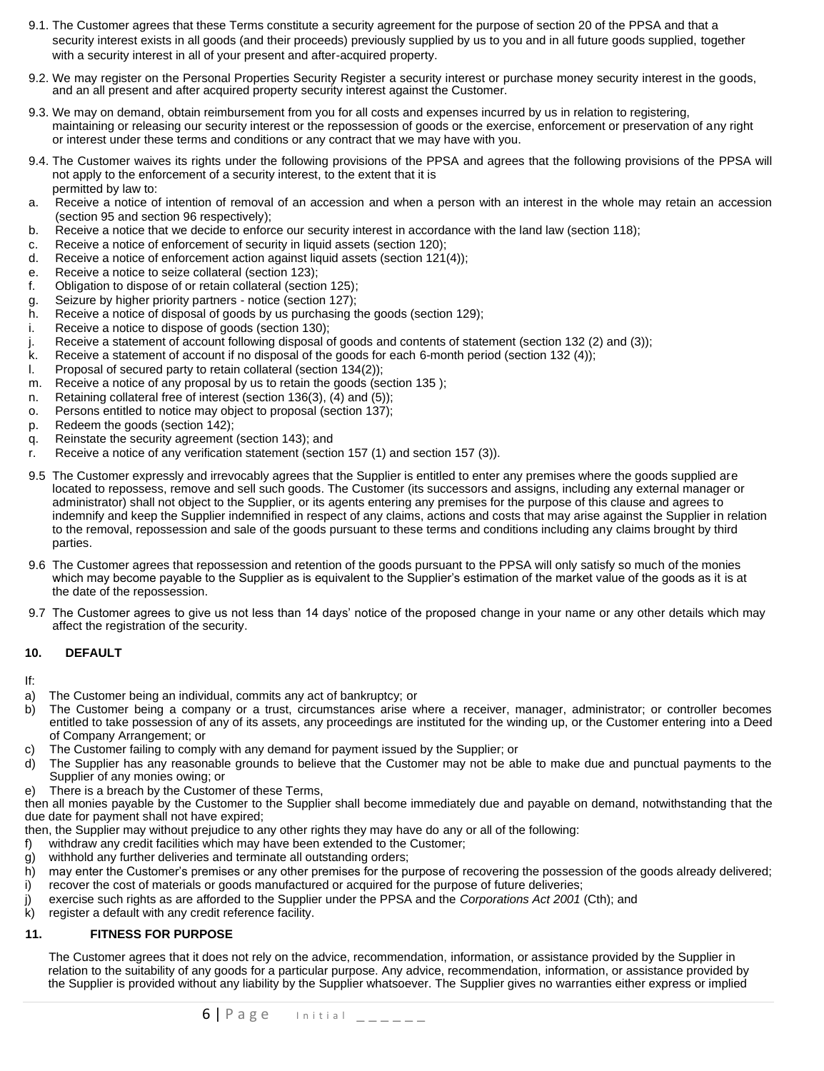9.1. The Customer agrees that these Terms constitute a security agreement for the purpose of section 20 of the PPSA and that a security interest exists in all goods (and their proceeds) previously supplied by us to you and in all future goods supplied, together with a security interest in all of your present and after-acquired property.

9.2. We may register on the Personal Properties Security Register a security interest or purchase money security interest in the goods, and an all present and after acquired property security interest against the Customer.

9.3. We may on demand, obtain reimbursement from you for all costs and expenses incurred by us in relation to registering, maintaining or releasing our security interest or the repossession of goods or the exercise, enforcement or preservation of any right or interest under these terms and conditions or any contract that we may have with you.

9.4. The Customer waives its rights under the following provisions of the PPSA and agrees that the following provisions of the PPSA will not apply to the enforcement of a security interest, to the extent that it is permitted by law to:

a. Receive a notice of intention of removal of an accession and when a person with an interest in the whole may retain an accession (section 95 and section 96 respectively);
b. Receive a notice that we decide to enforce our security interest in accordance with the land law (section 118);
c. Receive a notice of enforcement of security in liquid assets (section 120);
d. Receive a notice of enforcement action against liquid assets (section 121(4));
e. Receive a notice to seize collateral (section 123);
f. Obligation to dispose of or retain collateral (section 125);
g. Seizure by higher priority partners - notice (section 127);
h. Receive a notice of disposal of goods by us purchasing the goods (section 129);
i. Receive a notice to dispose of goods (section 130);
j. Receive a statement of account following disposal of goods and contents of statement (section 132 (2) and (3));
k. Receive a statement of account if no disposal of the goods for each 6-month period (section 132 (4));
l. Proposal of secured party to retain collateral (section 134(2));
m. Receive a notice of any proposal by us to retain the goods (section 135 );
n. Retaining collateral free of interest (section 136(3), (4) and (5));
o. Persons entitled to notice may object to proposal (section 137);
p. Redeem the goods (section 142);
q. Reinstate the security agreement (section 143); and
r. Receive a notice of any verification statement (section 157 (1) and section 157 (3)).

9.5 The Customer expressly and irrevocably agrees that the Supplier is entitled to enter any premises where the goods supplied are located to repossess, remove and sell such goods. The Customer (its successors and assigns, including any external manager or administrator) shall not object to the Supplier, or its agents entering any premises for the purpose of this clause and agrees to indemnify and keep the Supplier indemnified in respect of any claims, actions and costs that may arise against the Supplier in relation to the removal, repossession and sale of the goods pursuant to these terms and conditions including any claims brought by third parties.

9.6 The Customer agrees that repossession and retention of the goods pursuant to the PPSA will only satisfy so much of the monies which may become payable to the Supplier as is equivalent to the Supplier's estimation of the market value of the goods as it is at the date of the repossession.

9.7 The Customer agrees to give us not less than 14 days' notice of the proposed change in your name or any other details which may affect the registration of the security.

## 10. DEFAULT

If:

a) The Customer being an individual, commits any act of bankruptcy; or
b) The Customer being a company or a trust, circumstances arise where a receiver, manager, administrator; or controller becomes entitled to take possession of any of its assets, any proceedings are instituted for the winding up, or the Customer entering into a Deed of Company Arrangement; or
c) The Customer failing to comply with any demand for payment issued by the Supplier; or
d) The Supplier has any reasonable grounds to believe that the Customer may not be able to make due and punctual payments to the Supplier of any monies owing; or
e) There is a breach by the Customer of these Terms,

then all monies payable by the Customer to the Supplier shall become immediately due and payable on demand, notwithstanding that the due date for payment shall not have expired;

then, the Supplier may without prejudice to any other rights they may have do any or all of the following:

f) withdraw any credit facilities which may have been extended to the Customer;
g) withhold any further deliveries and terminate all outstanding orders;
h) may enter the Customer's premises or any other premises for the purpose of recovering the possession of the goods already delivered;
i) recover the cost of materials or goods manufactured or acquired for the purpose of future deliveries;
j) exercise such rights as are afforded to the Supplier under the PPSA and the *Corporations Act 2001* (Cth); and
k) register a default with any credit reference facility.

## 11. FITNESS FOR PURPOSE

The Customer agrees that it does not rely on the advice, recommendation, information, or assistance provided by the Supplier in relation to the suitability of any goods for a particular purpose. Any advice, recommendation, information, or assistance provided by the Supplier is provided without any liability by the Supplier whatsoever. The Supplier gives no warranties either express or implied

Initial ______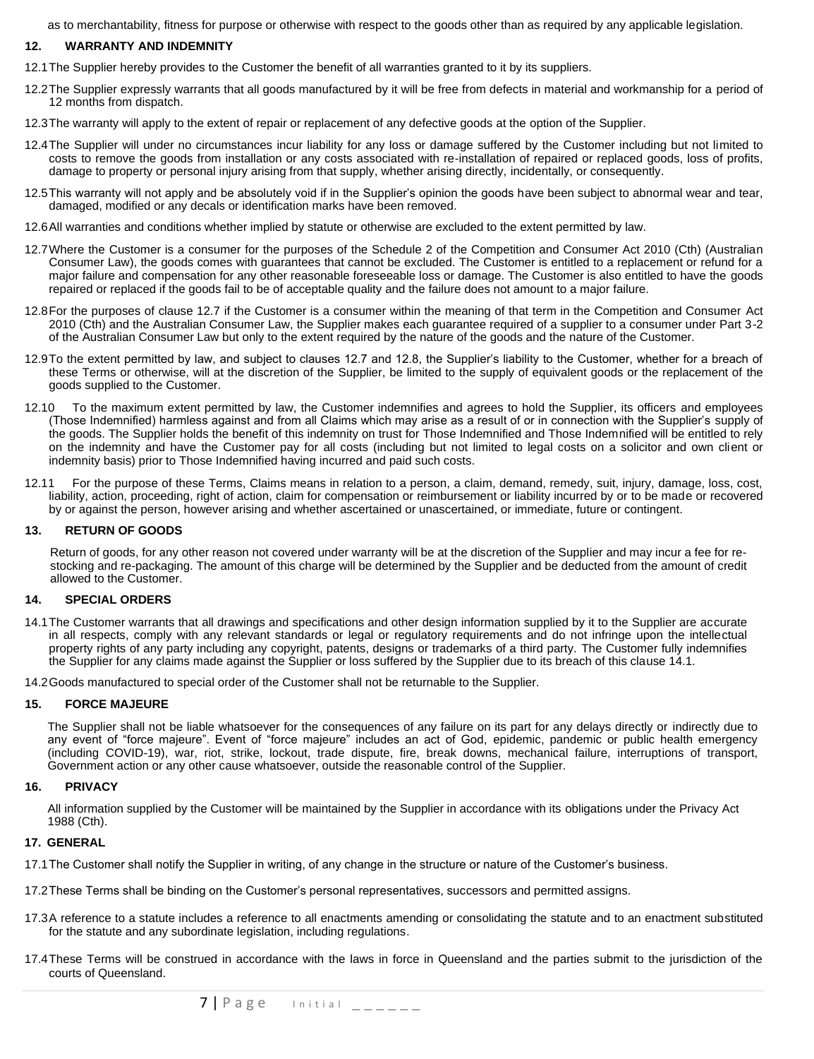as to merchantability, fitness for purpose or otherwise with respect to the goods other than as required by any applicable legislation.

## 12. WARRANTY AND INDEMNITY

12.1 The Supplier hereby provides to the Customer the benefit of all warranties granted to it by its suppliers.

12.2 The Supplier expressly warrants that all goods manufactured by it will be free from defects in material and workmanship for a period of 12 months from dispatch.

12.3 The warranty will apply to the extent of repair or replacement of any defective goods at the option of the Supplier.

12.4 The Supplier will under no circumstances incur liability for any loss or damage suffered by the Customer including but not limited to costs to remove the goods from installation or any costs associated with re-installation of repaired or replaced goods, loss of profits, damage to property or personal injury arising from that supply, whether arising directly, incidentally, or consequently.

12.5 This warranty will not apply and be absolutely void if in the Supplier's opinion the goods have been subject to abnormal wear and tear, damaged, modified or any decals or identification marks have been removed.

12.6 All warranties and conditions whether implied by statute or otherwise are excluded to the extent permitted by law.

12.7 Where the Customer is a consumer for the purposes of the Schedule 2 of the Competition and Consumer Act 2010 (Cth) (Australian Consumer Law), the goods comes with guarantees that cannot be excluded. The Customer is entitled to a replacement or refund for a major failure and compensation for any other reasonable foreseeable loss or damage. The Customer is also entitled to have the goods repaired or replaced if the goods fail to be of acceptable quality and the failure does not amount to a major failure.

12.8 For the purposes of clause 12.7 if the Customer is a consumer within the meaning of that term in the Competition and Consumer Act 2010 (Cth) and the Australian Consumer Law, the Supplier makes each guarantee required of a supplier to a consumer under Part 3-2 of the Australian Consumer Law but only to the extent required by the nature of the goods and the nature of the Customer.

12.9 To the extent permitted by law, and subject to clauses 12.7 and 12.8, the Supplier's liability to the Customer, whether for a breach of these Terms or otherwise, will at the discretion of the Supplier, be limited to the supply of equivalent goods or the replacement of the goods supplied to the Customer.

12.10 To the maximum extent permitted by law, the Customer indemnifies and agrees to hold the Supplier, its officers and employees (Those Indemnified) harmless against and from all Claims which may arise as a result of or in connection with the Supplier's supply of the goods. The Supplier holds the benefit of this indemnity on trust for Those Indemnified and Those Indemnified will be entitled to rely on the indemnity and have the Customer pay for all costs (including but not limited to legal costs on a solicitor and own client or indemnity basis) prior to Those Indemnified having incurred and paid such costs.

12.11 For the purpose of these Terms, Claims means in relation to a person, a claim, demand, remedy, suit, injury, damage, loss, cost, liability, action, proceeding, right of action, claim for compensation or reimbursement or liability incurred by or to be made or recovered by or against the person, however arising and whether ascertained or unascertained, or immediate, future or contingent.

## 13. RETURN OF GOODS

Return of goods, for any other reason not covered under warranty will be at the discretion of the Supplier and may incur a fee for re-stocking and re-packaging. The amount of this charge will be determined by the Supplier and be deducted from the amount of credit allowed to the Customer.

## 14. SPECIAL ORDERS

14.1 The Customer warrants that all drawings and specifications and other design information supplied by it to the Supplier are accurate in all respects, comply with any relevant standards or legal or regulatory requirements and do not infringe upon the intellectual property rights of any party including any copyright, patents, designs or trademarks of a third party. The Customer fully indemnifies the Supplier for any claims made against the Supplier or loss suffered by the Supplier due to its breach of this clause 14.1.

14.2 Goods manufactured to special order of the Customer shall not be returnable to the Supplier.

## 15. FORCE MAJEURE

The Supplier shall not be liable whatsoever for the consequences of any failure on its part for any delays directly or indirectly due to any event of "force majeure". Event of "force majeure" includes an act of God, epidemic, pandemic or public health emergency (including COVID-19), war, riot, strike, lockout, trade dispute, fire, break downs, mechanical failure, interruptions of transport, Government action or any other cause whatsoever, outside the reasonable control of the Supplier.

## 16. PRIVACY

All information supplied by the Customer will be maintained by the Supplier in accordance with its obligations under the Privacy Act 1988 (Cth).

## 17. GENERAL

17.1 The Customer shall notify the Supplier in writing, of any change in the structure or nature of the Customer's business.

17.2 These Terms shall be binding on the Customer's personal representatives, successors and permitted assigns.

17.3 A reference to a statute includes a reference to all enactments amending or consolidating the statute and to an enactment substituted for the statute and any subordinate legislation, including regulations.

17.4 These Terms will be construed in accordance with the laws in force in Queensland and the parties submit to the jurisdiction of the courts of Queensland.

Initial ______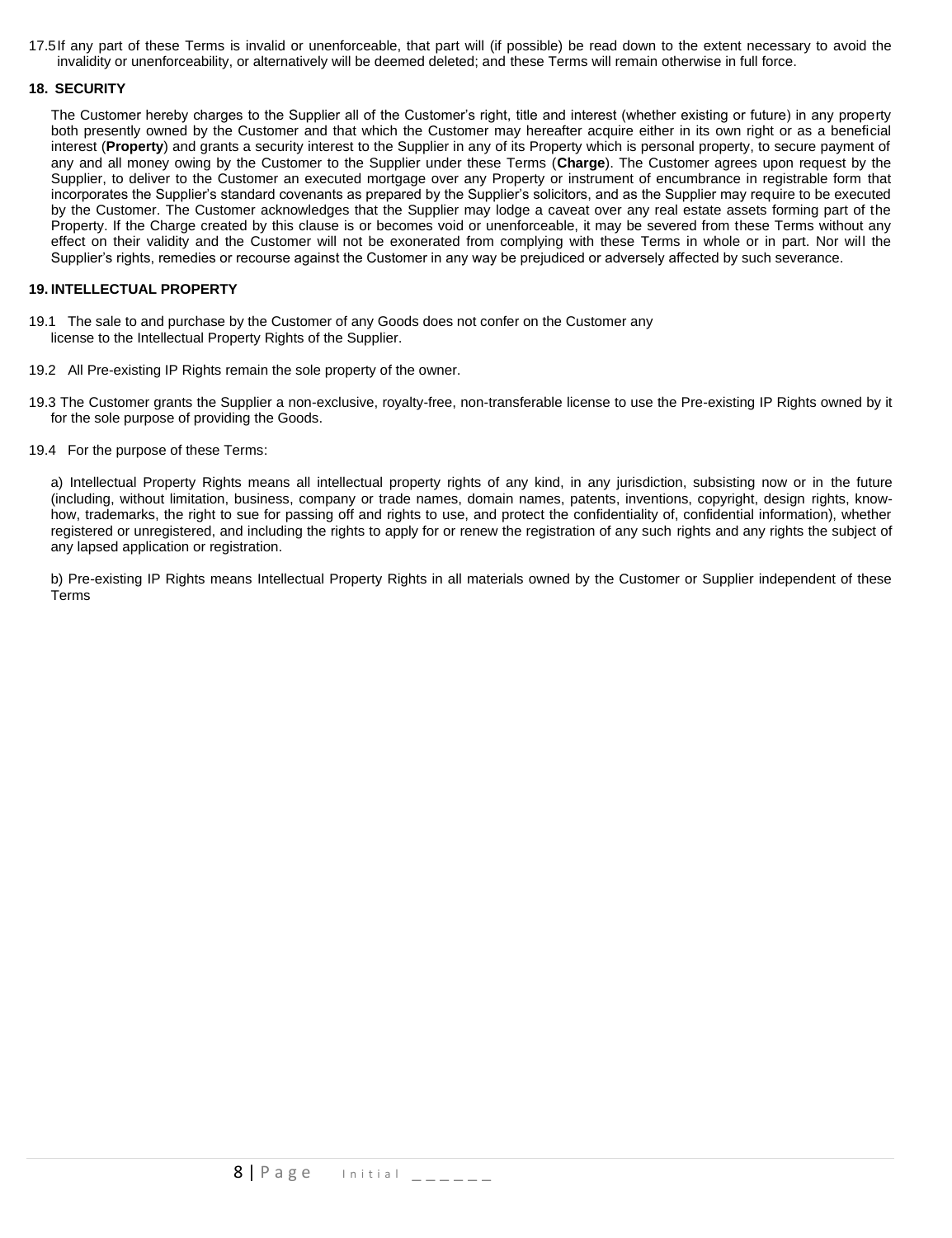17.5 If any part of these Terms is invalid or unenforceable, that part will (if possible) be read down to the extent necessary to avoid the invalidity or unenforceability, or alternatively will be deemed deleted; and these Terms will remain otherwise in full force.

## 18. SECURITY

The Customer hereby charges to the Supplier all of the Customer's right, title and interest (whether existing or future) in any property both presently owned by the Customer and that which the Customer may hereafter acquire either in its own right or as a beneficial interest (**Property**) and grants a security interest to the Supplier in any of its Property which is personal property, to secure payment of any and all money owing by the Customer to the Supplier under these Terms (**Charge**). The Customer agrees upon request by the Supplier, to deliver to the Customer an executed mortgage over any Property or instrument of encumbrance in registrable form that incorporates the Supplier's standard covenants as prepared by the Supplier's solicitors, and as the Supplier may require to be executed by the Customer. The Customer acknowledges that the Supplier may lodge a caveat over any real estate assets forming part of the Property. If the Charge created by this clause is or becomes void or unenforceable, it may be severed from these Terms without any effect on their validity and the Customer will not be exonerated from complying with these Terms in whole or in part. Nor will the Supplier's rights, remedies or recourse against the Customer in any way be prejudiced or adversely affected by such severance.

## 19. INTELLECTUAL PROPERTY

19.1 The sale to and purchase by the Customer of any Goods does not confer on the Customer any license to the Intellectual Property Rights of the Supplier.

19.2 All Pre-existing IP Rights remain the sole property of the owner.

19.3 The Customer grants the Supplier a non-exclusive, royalty-free, non-transferable license to use the Pre-existing IP Rights owned by it for the sole purpose of providing the Goods.

19.4 For the purpose of these Terms:

a) Intellectual Property Rights means all intellectual property rights of any kind, in any jurisdiction, subsisting now or in the future (including, without limitation, business, company or trade names, domain names, patents, inventions, copyright, design rights, know-how, trademarks, the right to sue for passing off and rights to use, and protect the confidentiality of, confidential information), whether registered or unregistered, and including the rights to apply for or renew the registration of any such rights and any rights the subject of any lapsed application or registration.

b) Pre-existing IP Rights means Intellectual Property Rights in all materials owned by the Customer or Supplier independent of these Terms

Initial ______